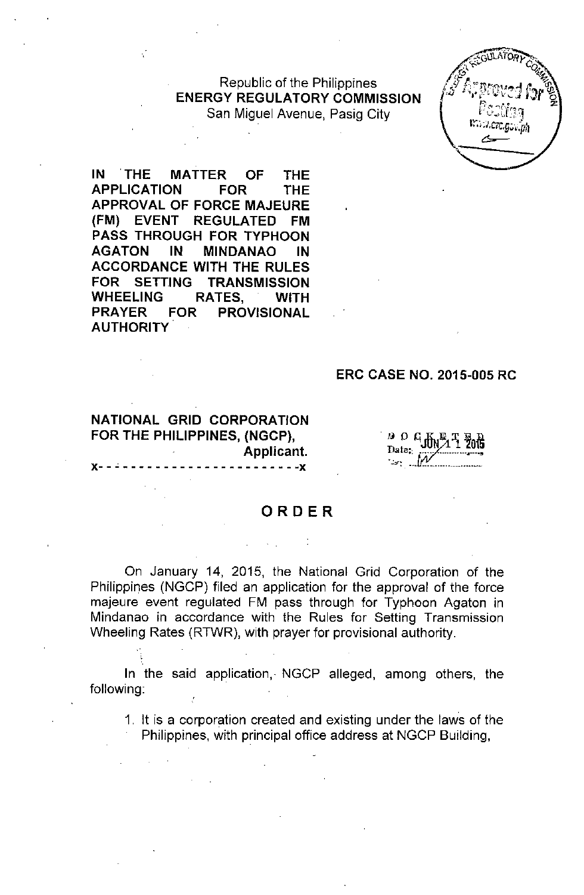Republic of the Philippines
**ENERGY REGULATORY COMMISSION**
San Miguel Avenue, Pasig City

**IN THE MATTER OF THE APPLICATION FOR THE APPROVAL OF FORCE MAJEURE (FM) EVENT REGULATED FM PASS THROUGH FOR TYPHOON AGATON IN MINDANAO IN ACCORDANCE WITH THE RULES FOR SETTING TRANSMISSION WHEELING RATES, WITH PRAYER FOR PROVISIONAL AUTHORITY**

**ERC CASE NO. 2015-005 RC**

**NATIONAL GRID CORPORATION FOR THE PHILIPPINES, (NGCP),**
**Applicant.**
x- - - - - - - - - - - - - - - - - - - - - - - - -x

DOCKETED
Date: JUN 11 2015

# ORDER

On January 14, 2015, the National Grid Corporation of the Philippines (NGCP) filed an application for the approval of the force majeure event regulated FM pass through for Typhoon Agaton in Mindanao in accordance with the Rules for Setting Transmission Wheeling Rates (RTWR), with prayer for provisional authority.

In the said application, NGCP alleged, among others, the following:

1. It is a corporation created and existing under the laws of the Philippines, with principal office address at NGCP Building,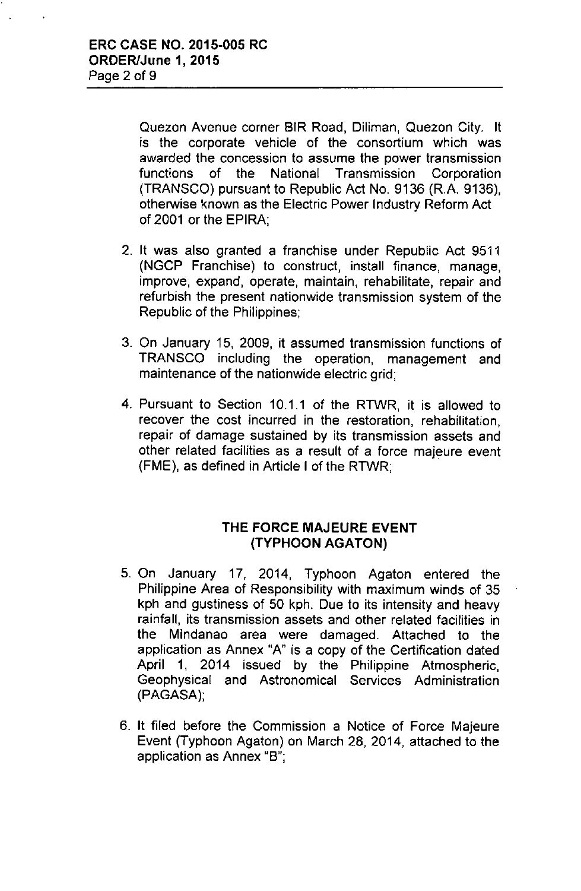Quezon Avenue corner BIR Road, Diliman, Quezon City. It is the corporate vehicle of the consortium which was awarded the concession to assume the power transmission functions of the National Transmission Corporation (TRANSCO) pursuant to Republic Act No. 9136 (R.A. 9136), otherwise known as the Electric Power Industry Reform Act of 2001 or the EPIRA;

2. It was also granted a franchise under Republic Act 9511 (NGCP Franchise) to construct, install finance, manage, improve, expand, operate, maintain, rehabilitate, repair and refurbish the present nationwide transmission system of the Republic of the Philippines;

3. On January 15, 2009, it assumed transmission functions of TRANSCO including the operation, management and maintenance of the nationwide electric grid;

4. Pursuant to Section 10.1.1 of the RTWR, it is allowed to recover the cost incurred in the restoration, rehabilitation, repair of damage sustained by its transmission assets and other related facilities as a result of a force majeure event (FME), as defined in Article I of the RTWR;

## THE FORCE MAJEURE EVENT (TYPHOON AGATON)

5. On January 17, 2014, Typhoon Agaton entered the Philippine Area of Responsibility with maximum winds of 35 kph and gustiness of 50 kph. Due to its intensity and heavy rainfall, its transmission assets and other related facilities in the Mindanao area were damaged. Attached to the application as Annex "A" is a copy of the Certification dated April 1, 2014 issued by the Philippine Atmospheric, Geophysical and Astronomical Services Administration (PAGASA);

6. It filed before the Commission a Notice of Force Majeure Event (Typhoon Agaton) on March 28, 2014, attached to the application as Annex "B";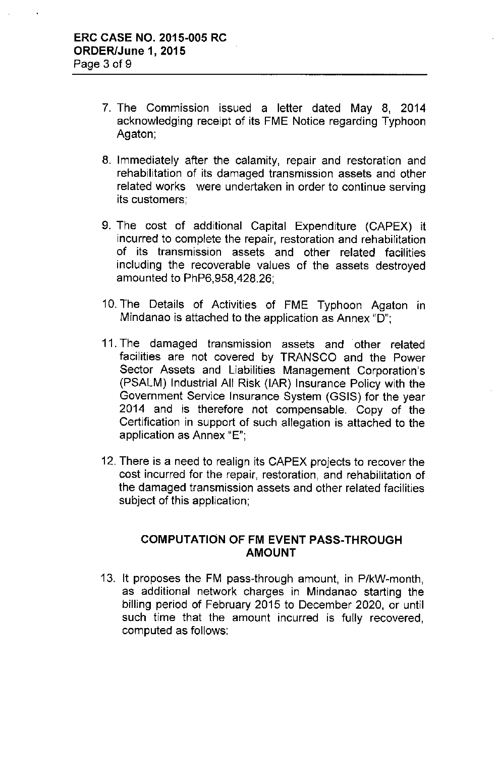7. The Commission issued a letter dated May 8, 2014 acknowledging receipt of its FME Notice regarding Typhoon Agaton;

8. Immediately after the calamity, repair and restoration and rehabilitation of its damaged transmission assets and other related works were undertaken in order to continue serving its customers;

9. The cost of additional Capital Expenditure (CAPEX) it incurred to complete the repair, restoration and rehabilitation of its transmission assets and other related facilities including the recoverable values of the assets destroyed amounted to PhP6,958,428.26;

10. The Details of Activities of FME Typhoon Agaton in Mindanao is attached to the application as Annex "D";

11. The damaged transmission assets and other related facilities are not covered by TRANSCO and the Power Sector Assets and Liabilities Management Corporation's (PSALM) Industrial All Risk (IAR) Insurance Policy with the Government Service Insurance System (GSIS) for the year 2014 and is therefore not compensable. Copy of the Certification in support of such allegation is attached to the application as Annex "E";

12. There is a need to realign its CAPEX projects to recover the cost incurred for the repair, restoration, and rehabilitation of the damaged transmission assets and other related facilities subject of this application;

## COMPUTATION OF FM EVENT PASS-THROUGH AMOUNT

13. It proposes the FM pass-through amount, in P/kW-month, as additional network charges in Mindanao starting the billing period of February 2015 to December 2020, or until such time that the amount incurred is fully recovered, computed as follows: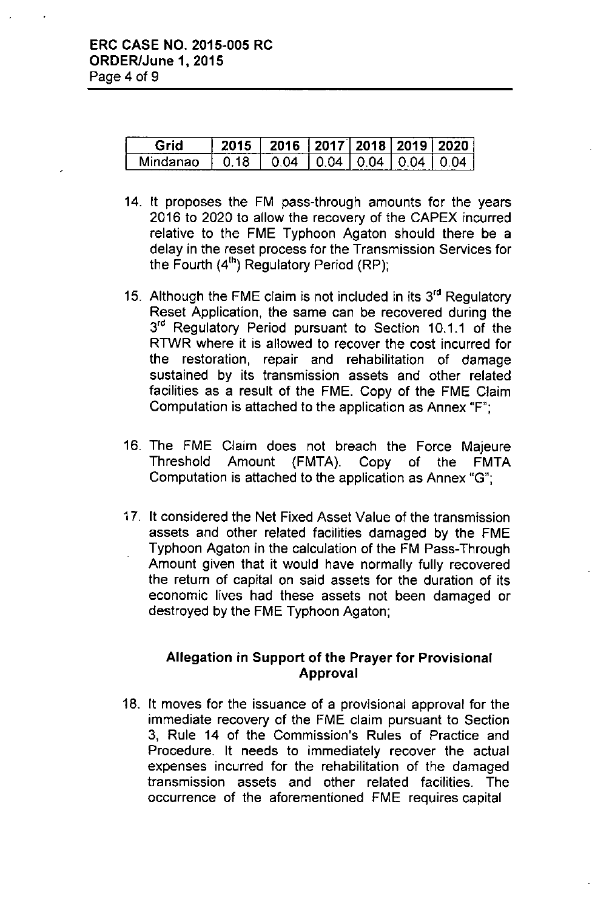| Grid | 2015 | 2016 | 2017 | 2018 | 2019 | 2020 |
|---|---|---|---|---|---|---|
| Mindanao | 0.18 | 0.04 | 0.04 | 0.04 | 0.04 | 0.04 |

14. It proposes the FM pass-through amounts for the years 2016 to 2020 to allow the recovery of the CAPEX incurred relative to the FME Typhoon Agaton should there be a delay in the reset process for the Transmission Services for the Fourth (4th) Regulatory Period (RP);

15. Although the FME claim is not included in its 3rd Regulatory Reset Application, the same can be recovered during the 3rd Regulatory Period pursuant to Section 10.1.1 of the RTWR where it is allowed to recover the cost incurred for the restoration, repair and rehabilitation of damage sustained by its transmission assets and other related facilities as a result of the FME. Copy of the FME Claim Computation is attached to the application as Annex "F";

16. The FME Claim does not breach the Force Majeure Threshold Amount (FMTA). Copy of the FMTA Computation is attached to the application as Annex "G";

17. It considered the Net Fixed Asset Value of the transmission assets and other related facilities damaged by the FME Typhoon Agaton in the calculation of the FM Pass-Through Amount given that it would have normally fully recovered the return of capital on said assets for the duration of its economic lives had these assets not been damaged or destroyed by the FME Typhoon Agaton;

### Allegation in Support of the Prayer for Provisional Approval

18. It moves for the issuance of a provisional approval for the immediate recovery of the FME claim pursuant to Section 3, Rule 14 of the Commission's Rules of Practice and Procedure. It needs to immediately recover the actual expenses incurred for the rehabilitation of the damaged transmission assets and other related facilities. The occurrence of the aforementioned FME requires capital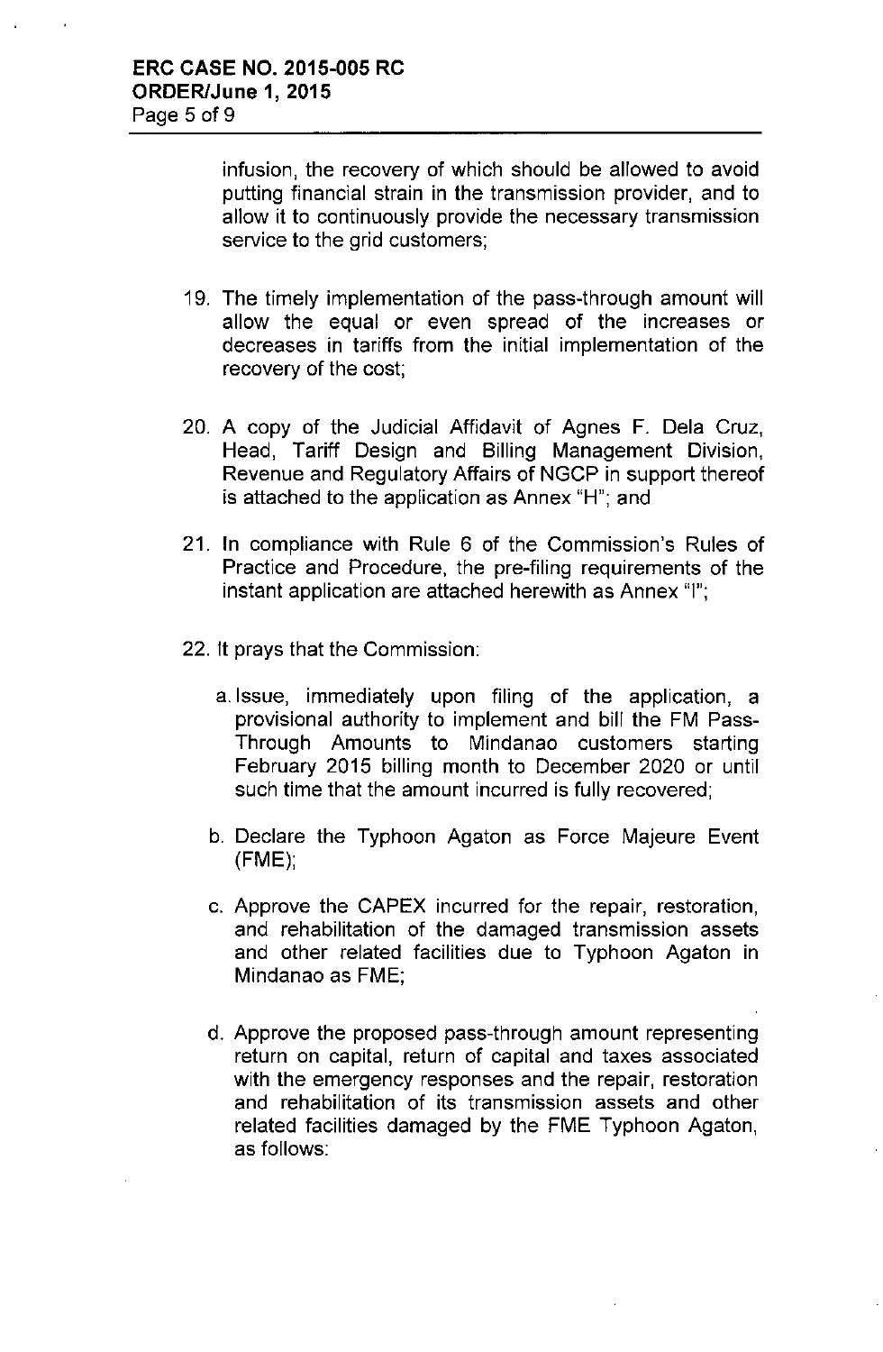infusion, the recovery of which should be allowed to avoid putting financial strain in the transmission provider, and to allow it to continuously provide the necessary transmission service to the grid customers;

19. The timely implementation of the pass-through amount will allow the equal or even spread of the increases or decreases in tariffs from the initial implementation of the recovery of the cost;

20. A copy of the Judicial Affidavit of Agnes F. Dela Cruz, Head, Tariff Design and Billing Management Division, Revenue and Regulatory Affairs of NGCP in support thereof is attached to the application as Annex "H"; and

21. In compliance with Rule 6 of the Commission's Rules of Practice and Procedure, the pre-filing requirements of the instant application are attached herewith as Annex "I";

22. It prays that the Commission:

    a. Issue, immediately upon filing of the application, a provisional authority to implement and bill the FM Pass-Through Amounts to Mindanao customers starting February 2015 billing month to December 2020 or until such time that the amount incurred is fully recovered;

    b. Declare the Typhoon Agaton as Force Majeure Event (FME);

    c. Approve the CAPEX incurred for the repair, restoration, and rehabilitation of the damaged transmission assets and other related facilities due to Typhoon Agaton in Mindanao as FME;

    d. Approve the proposed pass-through amount representing return on capital, return of capital and taxes associated with the emergency responses and the repair, restoration and rehabilitation of its transmission assets and other related facilities damaged by the FME Typhoon Agaton, as follows: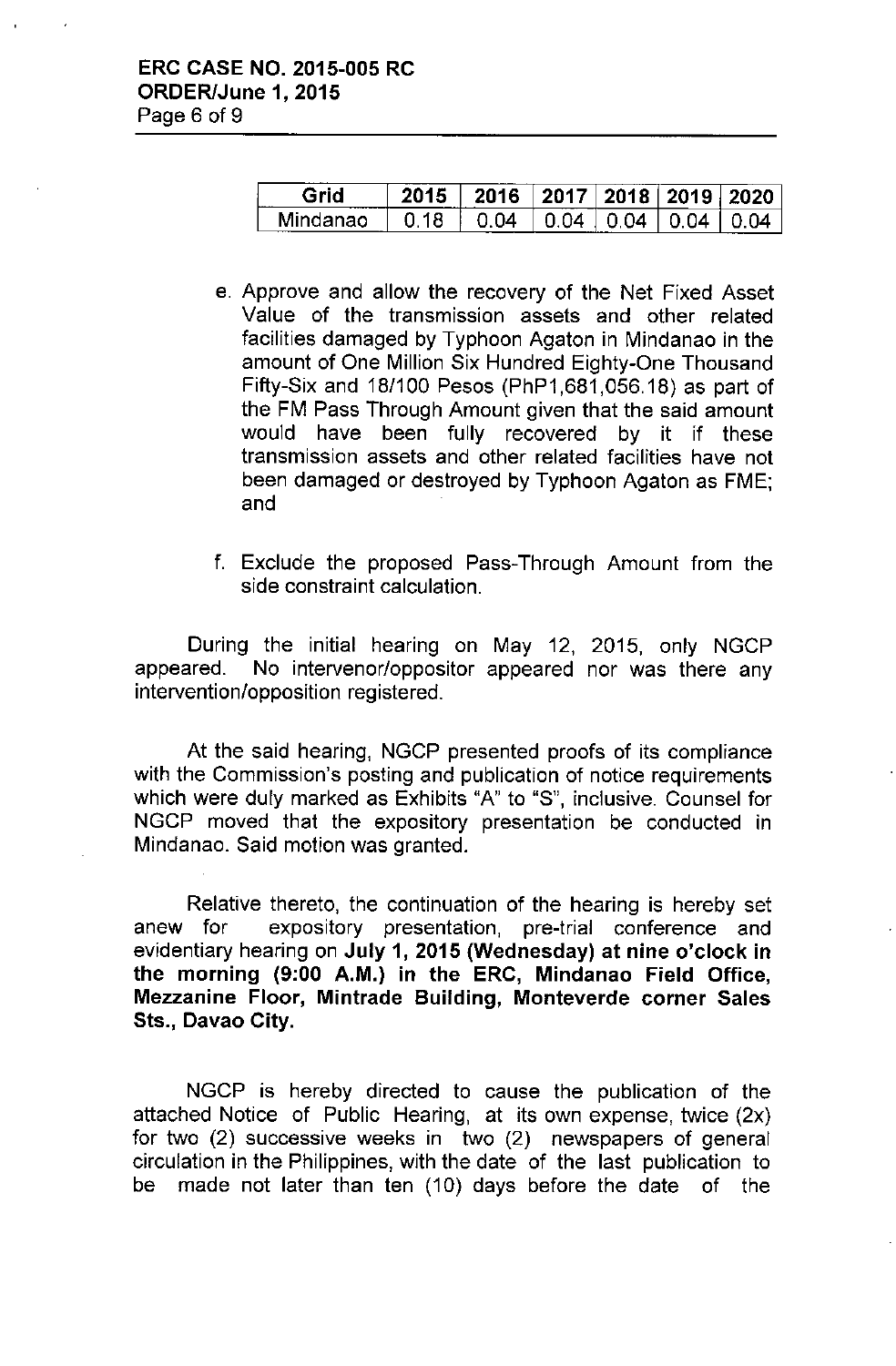| Grid | 2015 | 2016 | 2017 | 2018 | 2019 | 2020 |
|---|---|---|---|---|---|---|
| Mindanao | 0.18 | 0.04 | 0.04 | 0.04 | 0.04 | 0.04 |

e. Approve and allow the recovery of the Net Fixed Asset Value of the transmission assets and other related facilities damaged by Typhoon Agaton in Mindanao in the amount of One Million Six Hundred Eighty-One Thousand Fifty-Six and 18/100 Pesos (PhP1,681,056.18) as part of the FM Pass Through Amount given that the said amount would have been fully recovered by it if these transmission assets and other related facilities have not been damaged or destroyed by Typhoon Agaton as FME; and

f. Exclude the proposed Pass-Through Amount from the side constraint calculation.

During the initial hearing on May 12, 2015, only NGCP appeared. No intervenor/oppositor appeared nor was there any intervention/opposition registered.

At the said hearing, NGCP presented proofs of its compliance with the Commission's posting and publication of notice requirements which were duly marked as Exhibits "A" to "S", inclusive. Counsel for NGCP moved that the expository presentation be conducted in Mindanao. Said motion was granted.

Relative thereto, the continuation of the hearing is hereby set anew for expository presentation, pre-trial conference and evidentiary hearing on **July 1, 2015 (Wednesday) at nine o'clock in the morning (9:00 A.M.) in the ERC, Mindanao Field Office, Mezzanine Floor, Mintrade Building, Monteverde corner Sales Sts., Davao City.**

NGCP is hereby directed to cause the publication of the attached Notice of Public Hearing, at its own expense, twice (2x) for two (2) successive weeks in two (2) newspapers of general circulation in the Philippines, with the date of the last publication to be made not later than ten (10) days before the date of the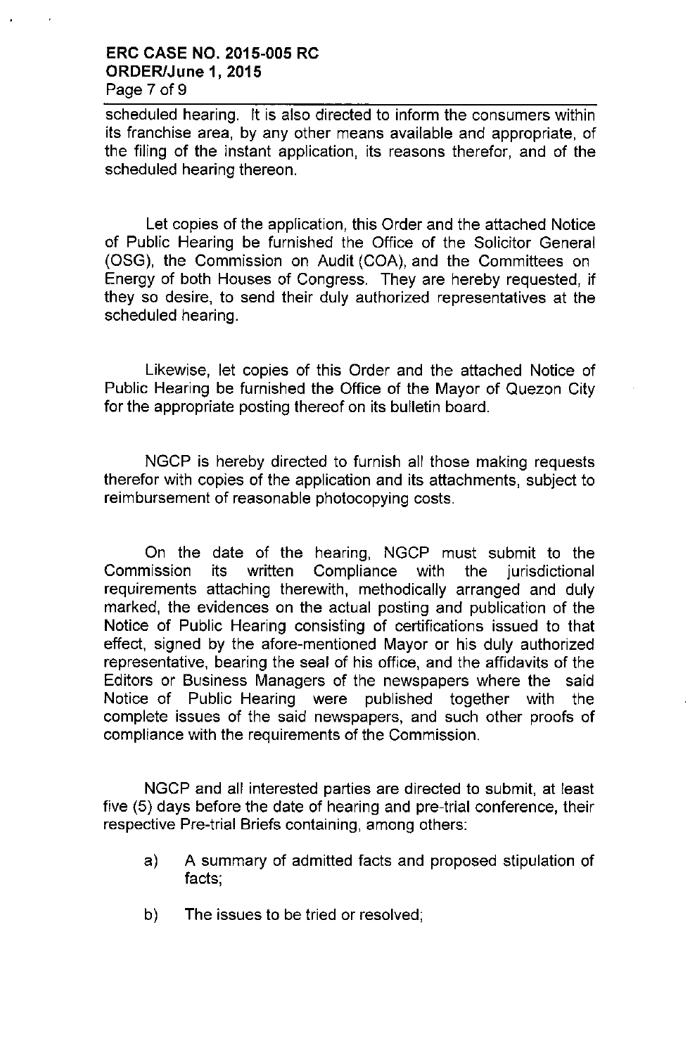scheduled hearing. It is also directed to inform the consumers within its franchise area, by any other means available and appropriate, of the filing of the instant application, its reasons therefor, and of the scheduled hearing thereon.

Let copies of the application, this Order and the attached Notice of Public Hearing be furnished the Office of the Solicitor General (OSG), the Commission on Audit (COA), and the Committees on Energy of both Houses of Congress. They are hereby requested, if they so desire, to send their duly authorized representatives at the scheduled hearing.

Likewise, let copies of this Order and the attached Notice of Public Hearing be furnished the Office of the Mayor of Quezon City for the appropriate posting thereof on its bulletin board.

NGCP is hereby directed to furnish all those making requests therefor with copies of the application and its attachments, subject to reimbursement of reasonable photocopying costs.

On the date of the hearing, NGCP must submit to the Commission its written Compliance with the jurisdictional requirements attaching therewith, methodically arranged and duly marked, the evidences on the actual posting and publication of the Notice of Public Hearing consisting of certifications issued to that effect, signed by the afore-mentioned Mayor or his duly authorized representative, bearing the seal of his office, and the affidavits of the Editors or Business Managers of the newspapers where the said Notice of Public Hearing were published together with the complete issues of the said newspapers, and such other proofs of compliance with the requirements of the Commission.

NGCP and all interested parties are directed to submit, at least five (5) days before the date of hearing and pre-trial conference, their respective Pre-trial Briefs containing, among others:

a) A summary of admitted facts and proposed stipulation of facts;

b) The issues to be tried or resolved;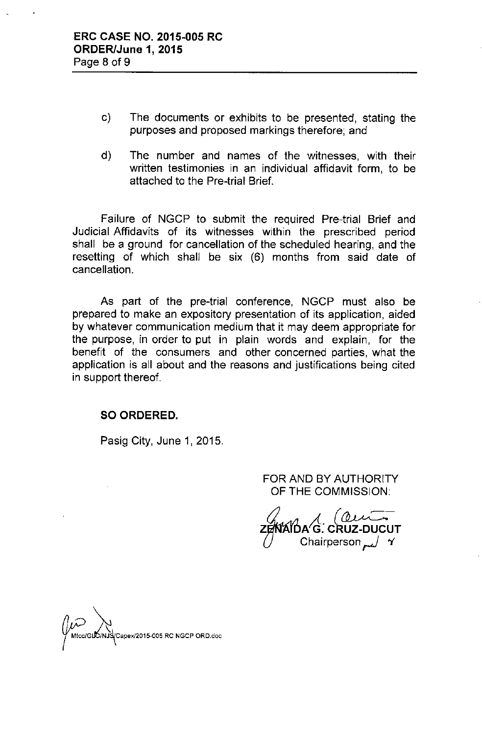c) The documents or exhibits to be presented, stating the purposes and proposed markings therefore; and

d) The number and names of the witnesses, with their written testimonies in an individual affidavit form, to be attached to the Pre-trial Brief.

Failure of NGCP to submit the required Pre-trial Brief and Judicial Affidavits of its witnesses within the prescribed period shall be a ground for cancellation of the scheduled hearing, and the resetting of which shall be six (6) months from said date of cancellation.

As part of the pre-trial conference, NGCP must also be prepared to make an expository presentation of its application, aided by whatever communication medium that it may deem appropriate for the purpose, in order to put in plain words and explain, for the benefit of the consumers and other concerned parties, what the application is all about and the reasons and justifications being cited in support thereof.

**SO ORDERED.**

Pasig City, June 1, 2015.

FOR AND BY AUTHORITY OF THE COMMISSION:

**ZENAIDA G. CRUZ-DUCUT**
Chairperson

Mtco/GLD/NJS/Capex/2015-005 RC NGCP ORD.doc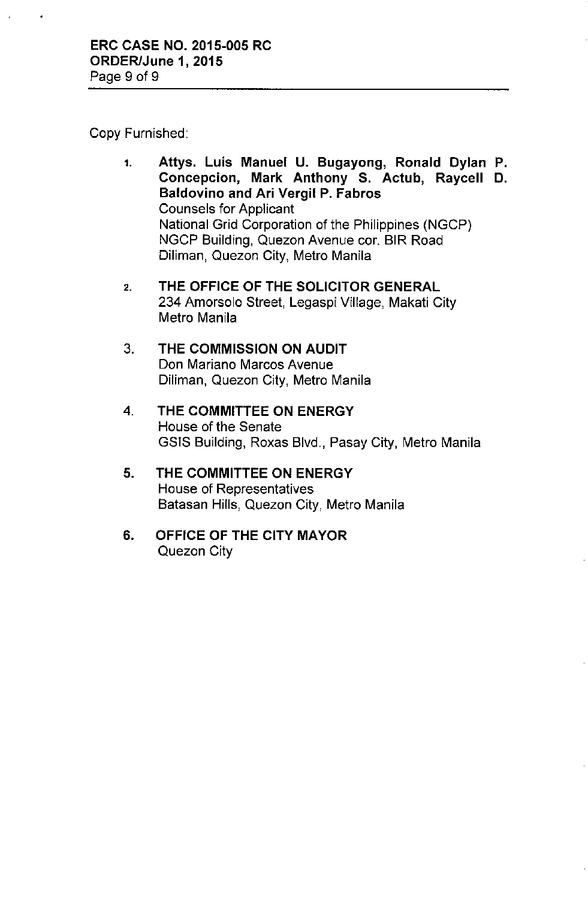Copy Furnished:

1. **Attys. Luis Manuel U. Bugayong, Ronald Dylan P. Concepcion, Mark Anthony S. Actub, Raycell D. Baldovino and Ari Vergil P. Fabros**
   Counsels for Applicant
   National Grid Corporation of the Philippines (NGCP)
   NGCP Building, Quezon Avenue cor. BIR Road
   Diliman, Quezon City, Metro Manila

2. **THE OFFICE OF THE SOLICITOR GENERAL**
   234 Amorsolo Street, Legaspi Village, Makati City
   Metro Manila

3. **THE COMMISSION ON AUDIT**
   Don Mariano Marcos Avenue
   Diliman, Quezon City, Metro Manila

4. **THE COMMITTEE ON ENERGY**
   House of the Senate
   GSIS Building, Roxas Blvd., Pasay City, Metro Manila

5. **THE COMMITTEE ON ENERGY**
   House of Representatives
   Batasan Hills, Quezon City, Metro Manila

6. **OFFICE OF THE CITY MAYOR**
   Quezon City